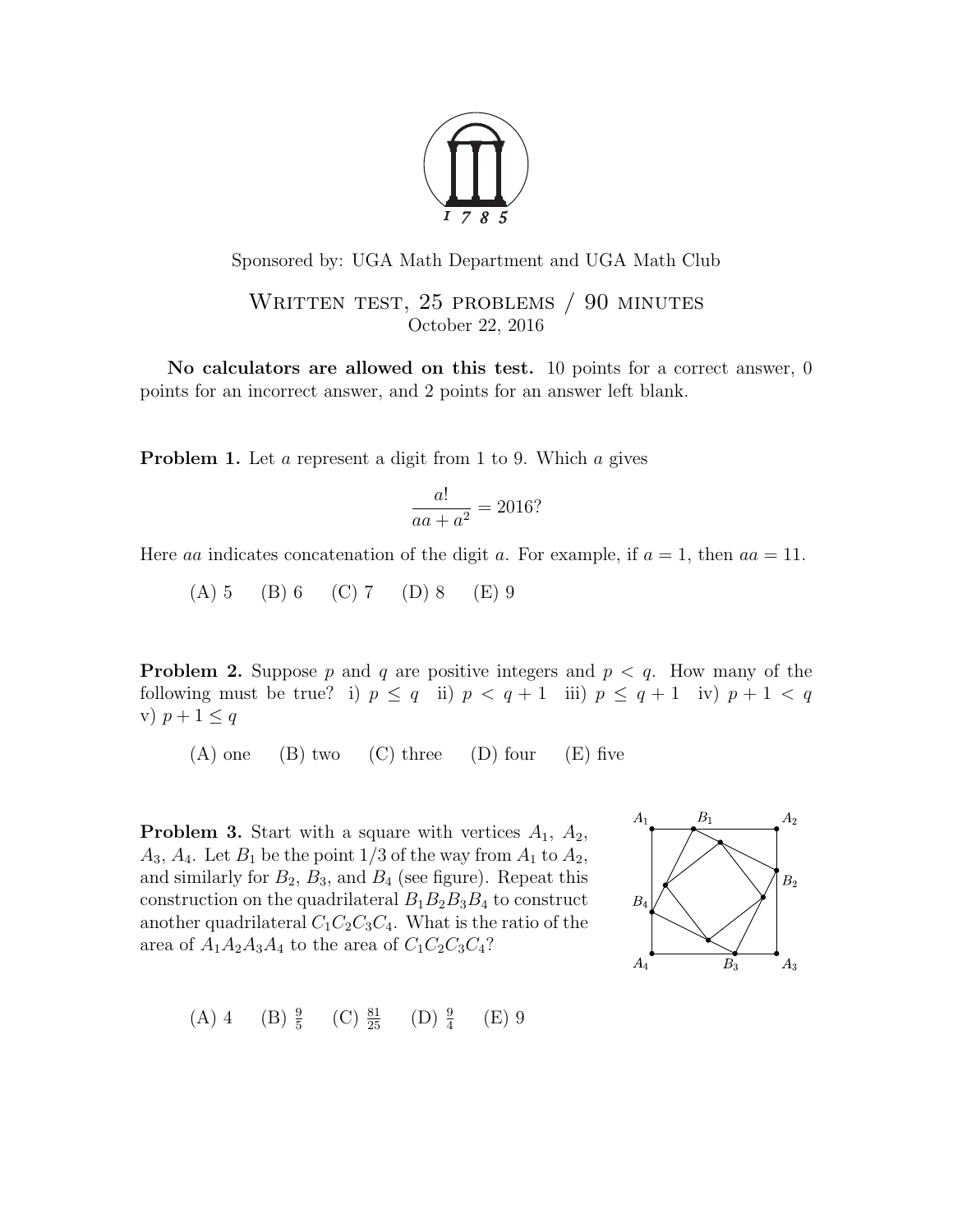Sponsored by: UGA Math Department and UGA Math Club

Written test, 25 problems / 90 minutes
October 22, 2016

**No calculators are allowed on this test.** 10 points for a correct answer, 0 points for an incorrect answer, and 2 points for an answer left blank.

**Problem 1.** Let $a$ represent a digit from 1 to 9. Which $a$ gives

$$\frac{a!}{aa + a^2} = 2016?$$

Here $aa$ indicates concatenation of the digit $a$. For example, if $a = 1$, then $aa = 11$.

(A) 5 (B) 6 (C) 7 (D) 8 (E) 9

**Problem 2.** Suppose $p$ and $q$ are positive integers and $p < q$. How many of the following must be true? i) $p \leq q$ ii) $p < q + 1$ iii) $p \leq q + 1$ iv) $p + 1 < q$ v) $p + 1 \leq q$

(A) one (B) two (C) three (D) four (E) five

**Problem 3.** Start with a square with vertices $A_1$, $A_2$, $A_3$, $A_4$. Let $B_1$ be the point 1/3 of the way from $A_1$ to $A_2$, and similarly for $B_2$, $B_3$, and $B_4$ (see figure). Repeat this construction on the quadrilateral $B_1B_2B_3B_4$ to construct another quadrilateral $C_1C_2C_3C_4$. What is the ratio of the area of $A_1A_2A_3A_4$ to the area of $C_1C_2C_3C_4$?

(A) 4 (B) $\frac{9}{5}$ (C) $\frac{81}{25}$ (D) $\frac{9}{4}$ (E) 9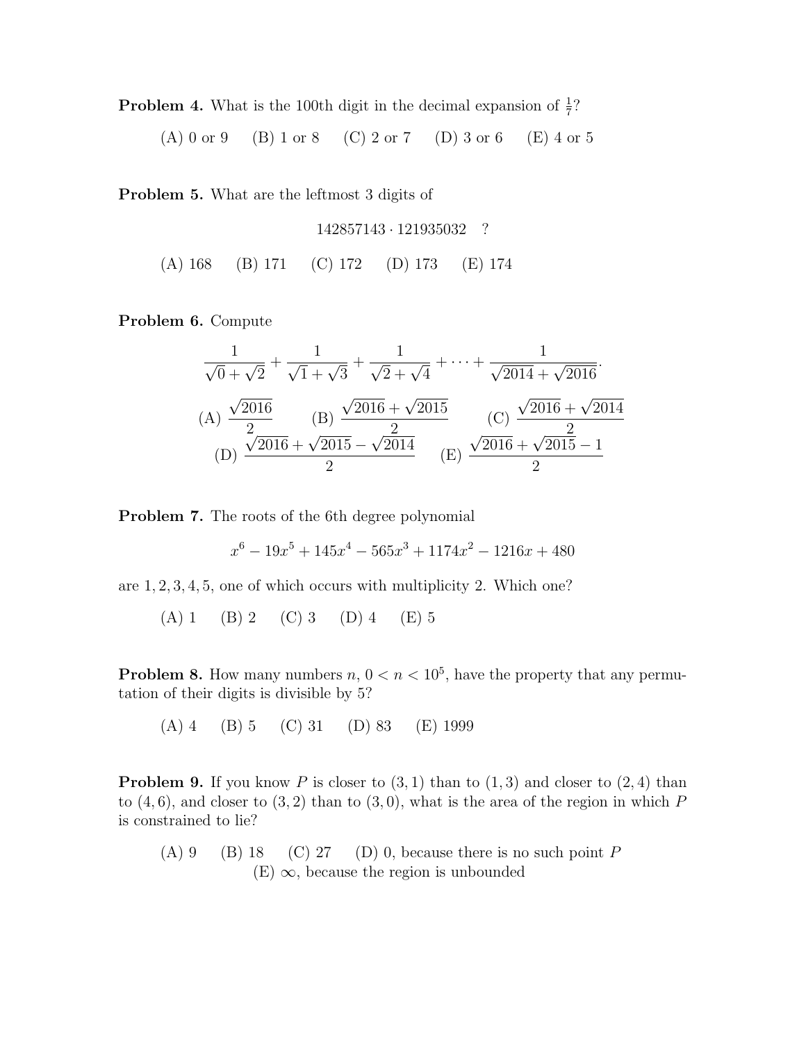**Problem 4.** What is the 100th digit in the decimal expansion of $\frac{1}{7}$?

(A) 0 or 9 (B) 1 or 8 (C) 2 or 7 (D) 3 or 6 (E) 4 or 5

**Problem 5.** What are the leftmost 3 digits of

$$142857143 \cdot 121935032 \quad ?$$

(A) 168 (B) 171 (C) 172 (D) 173 (E) 174

**Problem 6.** Compute

$$\frac{1}{\sqrt{0}+\sqrt{2}} + \frac{1}{\sqrt{1}+\sqrt{3}} + \frac{1}{\sqrt{2}+\sqrt{4}} + \cdots + \frac{1}{\sqrt{2014}+\sqrt{2016}}.$$

(A) $\dfrac{\sqrt{2016}}{2}$ (B) $\dfrac{\sqrt{2016}+\sqrt{2015}}{2}$ (C) $\dfrac{\sqrt{2016}+\sqrt{2014}}{2}$ (D) $\dfrac{\sqrt{2016}+\sqrt{2015}-\sqrt{2014}}{2}$ (E) $\dfrac{\sqrt{2016}+\sqrt{2015}-1}{2}$

**Problem 7.** The roots of the 6th degree polynomial

$$x^6 - 19x^5 + 145x^4 - 565x^3 + 1174x^2 - 1216x + 480$$

are $1, 2, 3, 4, 5$, one of which occurs with multiplicity 2. Which one?

(A) 1 (B) 2 (C) 3 (D) 4 (E) 5

**Problem 8.** How many numbers $n$, $0 < n < 10^5$, have the property that any permutation of their digits is divisible by 5?

(A) 4 (B) 5 (C) 31 (D) 83 (E) 1999

**Problem 9.** If you know $P$ is closer to $(3, 1)$ than to $(1, 3)$ and closer to $(2, 4)$ than to $(4, 6)$, and closer to $(3, 2)$ than to $(3, 0)$, what is the area of the region in which $P$ is constrained to lie?

(A) 9 (B) 18 (C) 27 (D) 0, because there is no such point $P$ (E) $\infty$, because the region is unbounded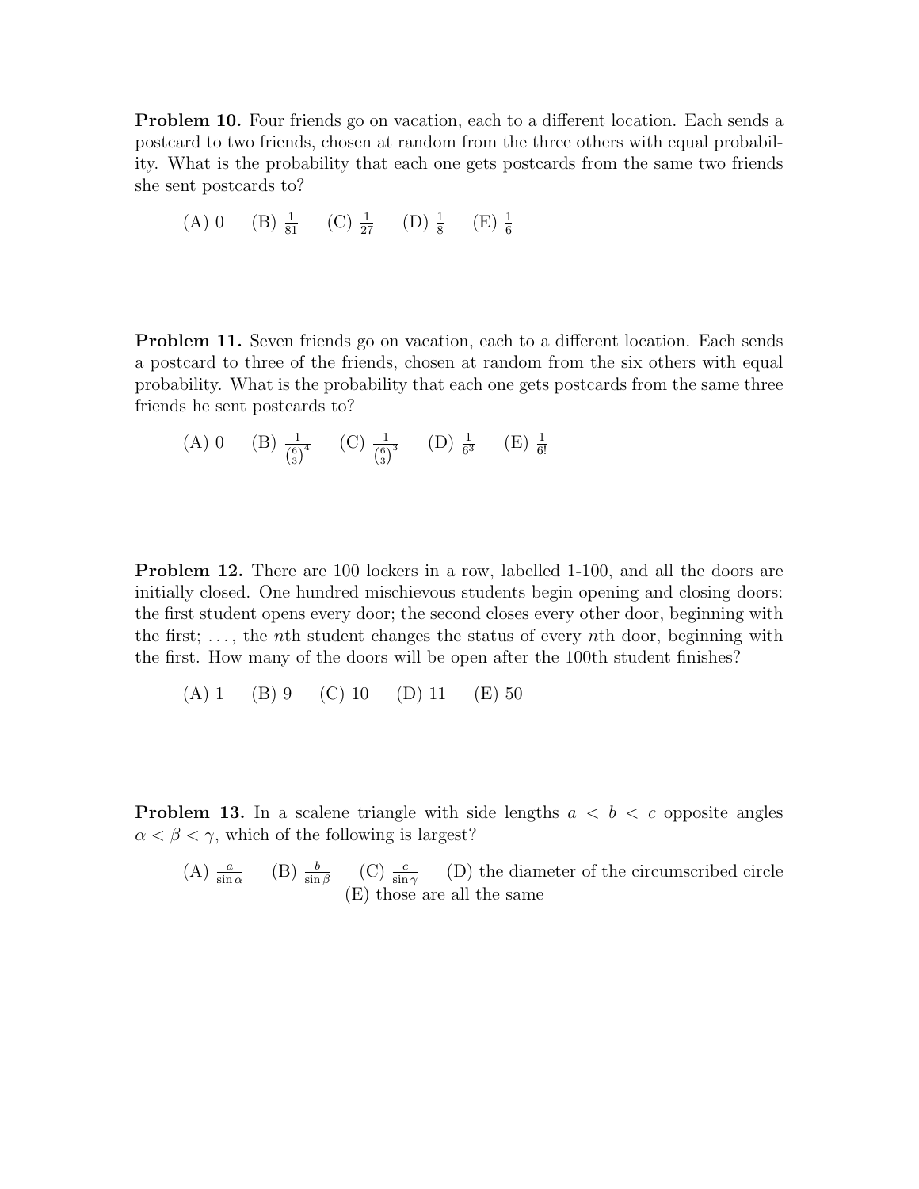**Problem 10.** Four friends go on vacation, each to a different location. Each sends a postcard to two friends, chosen at random from the three others with equal probability. What is the probability that each one gets postcards from the same two friends she sent postcards to?

(A) 0 (B) $\frac{1}{81}$ (C) $\frac{1}{27}$ (D) $\frac{1}{8}$ (E) $\frac{1}{6}$

**Problem 11.** Seven friends go on vacation, each to a different location. Each sends a postcard to three of the friends, chosen at random from the six others with equal probability. What is the probability that each one gets postcards from the same three friends he sent postcards to?

(A) 0 (B) $\frac{1}{\binom{6}{3}^4}$ (C) $\frac{1}{\binom{6}{3}^3}$ (D) $\frac{1}{6^3}$ (E) $\frac{1}{6!}$

**Problem 12.** There are 100 lockers in a row, labelled 1-100, and all the doors are initially closed. One hundred mischievous students begin opening and closing doors: the first student opens every door; the second closes every other door, beginning with the first; . . . , the $n$th student changes the status of every $n$th door, beginning with the first. How many of the doors will be open after the 100th student finishes?

(A) 1 (B) 9 (C) 10 (D) 11 (E) 50

**Problem 13.** In a scalene triangle with side lengths $a < b < c$ opposite angles $\alpha < \beta < \gamma$, which of the following is largest?

(A) $\frac{a}{\sin \alpha}$ (B) $\frac{b}{\sin \beta}$ (C) $\frac{c}{\sin \gamma}$ (D) the diameter of the circumscribed circle (E) those are all the same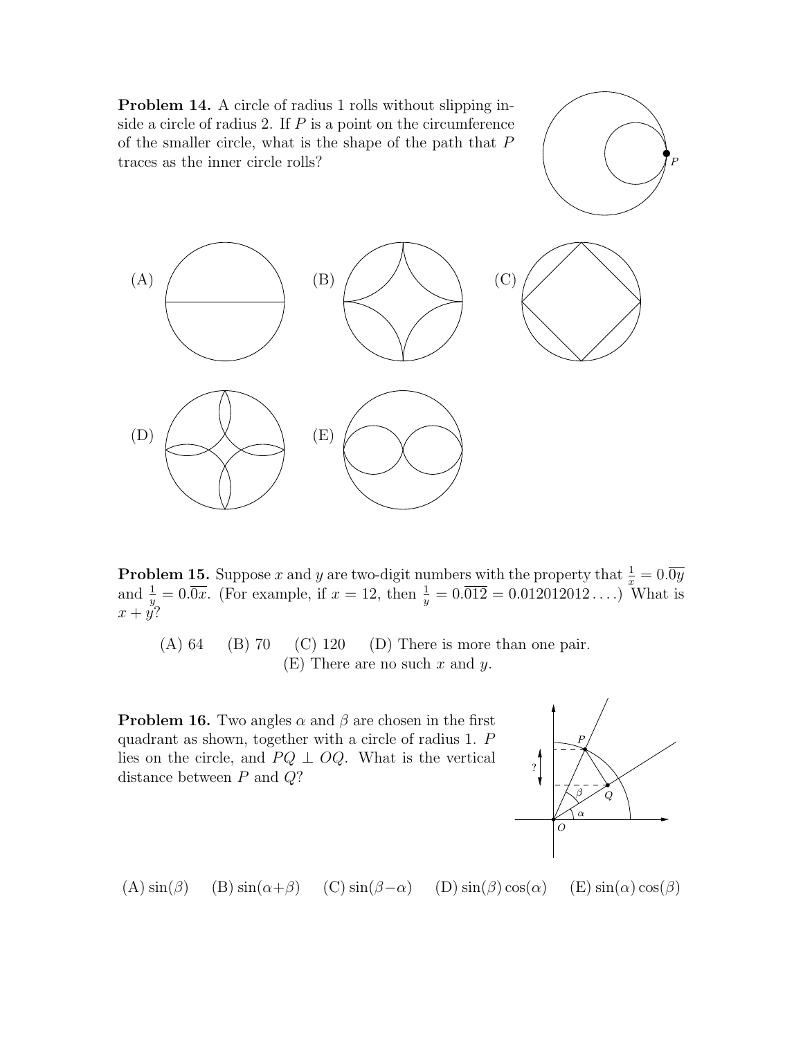**Problem 14.** A circle of radius 1 rolls without slipping inside a circle of radius 2. If $P$ is a point on the circumference of the smaller circle, what is the shape of the path that $P$ traces as the inner circle rolls?

(A) (B) (C)

(D) (E)

**Problem 15.** Suppose $x$ and $y$ are two-digit numbers with the property that $\frac{1}{x} = 0.\overline{0y}$ and $\frac{1}{y} = 0.\overline{0x}$. (For example, if $x = 12$, then $\frac{1}{y} = 0.\overline{012} = 0.012012012\ldots$.) What is $x + y$?

(A) 64 (B) 70 (C) 120 (D) There is more than one pair.
(E) There are no such $x$ and $y$.

**Problem 16.** Two angles $\alpha$ and $\beta$ are chosen in the first quadrant as shown, together with a circle of radius 1. $P$ lies on the circle, and $PQ \perp OQ$. What is the vertical distance between $P$ and $Q$?

(A) $\sin(\beta)$ (B) $\sin(\alpha+\beta)$ (C) $\sin(\beta-\alpha)$ (D) $\sin(\beta)\cos(\alpha)$ (E) $\sin(\alpha)\cos(\beta)$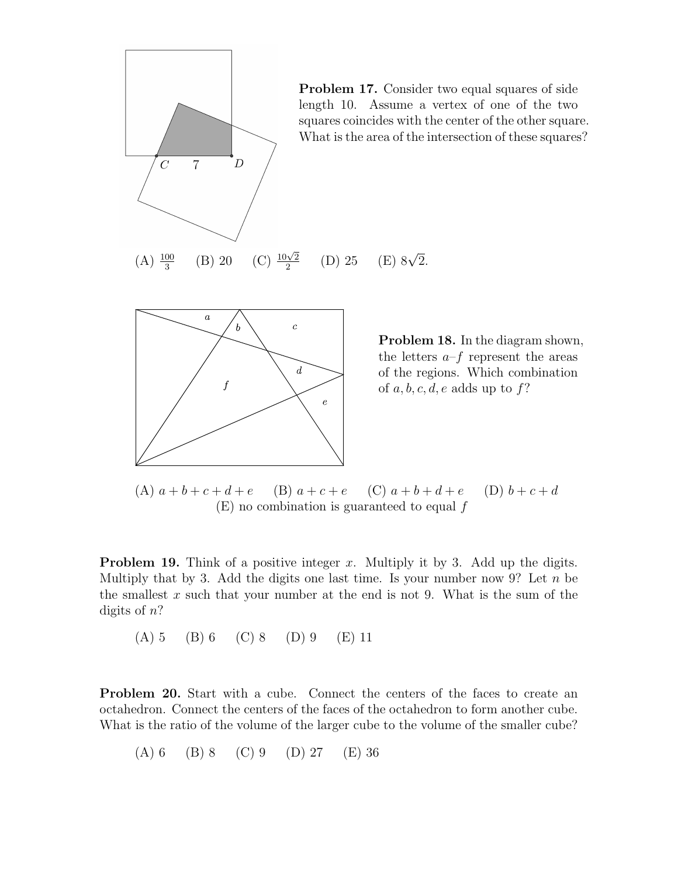**Problem 17.** Consider two equal squares of side length 10. Assume a vertex of one of the two squares coincides with the center of the other square. What is the area of the intersection of these squares?

(A) $\frac{100}{3}$ (B) 20 (C) $\frac{10\sqrt{2}}{2}$ (D) 25 (E) $8\sqrt{2}$.

**Problem 18.** In the diagram shown, the letters $a$–$f$ represent the areas of the regions. Which combination of $a, b, c, d, e$ adds up to $f$?

(A) $a+b+c+d+e$ (B) $a+c+e$ (C) $a+b+d+e$ (D) $b+c+d$
(E) no combination is guaranteed to equal $f$

**Problem 19.** Think of a positive integer $x$. Multiply it by 3. Add up the digits. Multiply that by 3. Add the digits one last time. Is your number now 9? Let $n$ be the smallest $x$ such that your number at the end is not 9. What is the sum of the digits of $n$?

(A) 5 (B) 6 (C) 8 (D) 9 (E) 11

**Problem 20.** Start with a cube. Connect the centers of the faces to create an octahedron. Connect the centers of the faces of the octahedron to form another cube. What is the ratio of the volume of the larger cube to the volume of the smaller cube?

(A) 6 (B) 8 (C) 9 (D) 27 (E) 36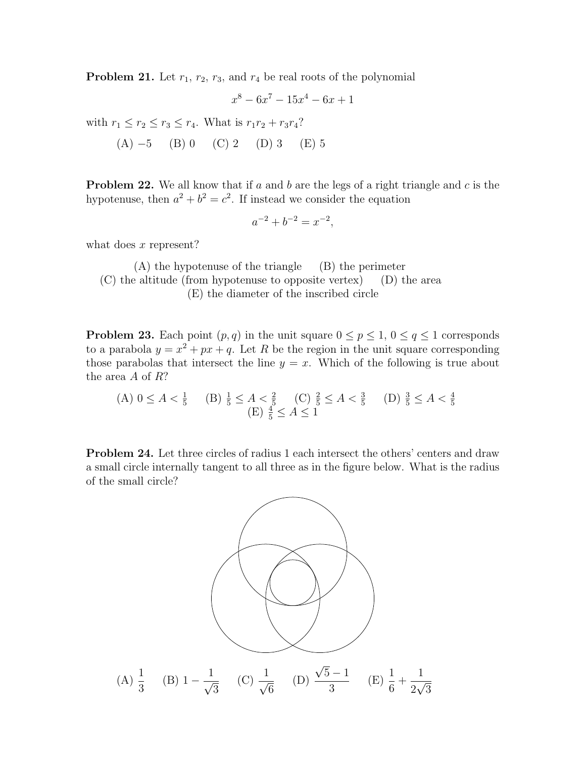**Problem 21.** Let $r_1$, $r_2$, $r_3$, and $r_4$ be real roots of the polynomial

$$x^8 - 6x^7 - 15x^4 - 6x + 1$$

with $r_1 \leq r_2 \leq r_3 \leq r_4$. What is $r_1 r_2 + r_3 r_4$?

(A) $-5$ (B) 0 (C) 2 (D) 3 (E) 5

**Problem 22.** We all know that if $a$ and $b$ are the legs of a right triangle and $c$ is the hypotenuse, then $a^2 + b^2 = c^2$. If instead we consider the equation

$$a^{-2} + b^{-2} = x^{-2},$$

what does $x$ represent?

(A) the hypotenuse of the triangle (B) the perimeter
(C) the altitude (from hypotenuse to opposite vertex) (D) the area
(E) the diameter of the inscribed circle

**Problem 23.** Each point $(p, q)$ in the unit square $0 \leq p \leq 1$, $0 \leq q \leq 1$ corresponds to a parabola $y = x^2 + px + q$. Let $R$ be the region in the unit square corresponding those parabolas that intersect the line $y = x$. Which of the following is true about the area $A$ of $R$?

(A) $0 \leq A < \frac{1}{5}$ (B) $\frac{1}{5} \leq A < \frac{2}{5}$ (C) $\frac{2}{5} \leq A < \frac{3}{5}$ (D) $\frac{3}{5} \leq A < \frac{4}{5}$
(E) $\frac{4}{5} \leq A \leq 1$

**Problem 24.** Let three circles of radius 1 each intersect the others' centers and draw a small circle internally tangent to all three as in the figure below. What is the radius of the small circle?

(A) $\dfrac{1}{3}$ (B) $1 - \dfrac{1}{\sqrt{3}}$ (C) $\dfrac{1}{\sqrt{6}}$ (D) $\dfrac{\sqrt{5}-1}{3}$ (E) $\dfrac{1}{6} + \dfrac{1}{2\sqrt{3}}$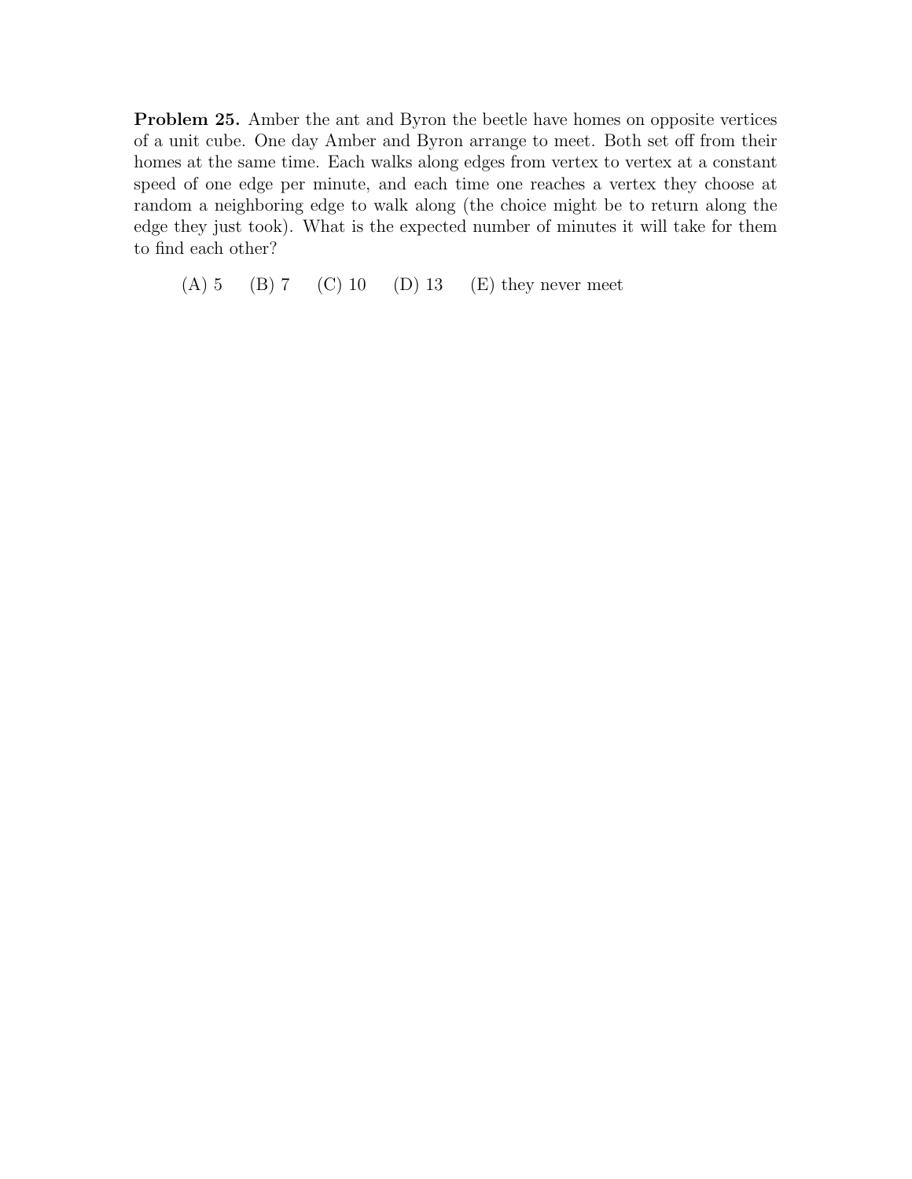**Problem 25.** Amber the ant and Byron the beetle have homes on opposite vertices of a unit cube. One day Amber and Byron arrange to meet. Both set off from their homes at the same time. Each walks along edges from vertex to vertex at a constant speed of one edge per minute, and each time one reaches a vertex they choose at random a neighboring edge to walk along (the choice might be to return along the edge they just took). What is the expected number of minutes it will take for them to find each other?

(A) 5 (B) 7 (C) 10 (D) 13 (E) they never meet